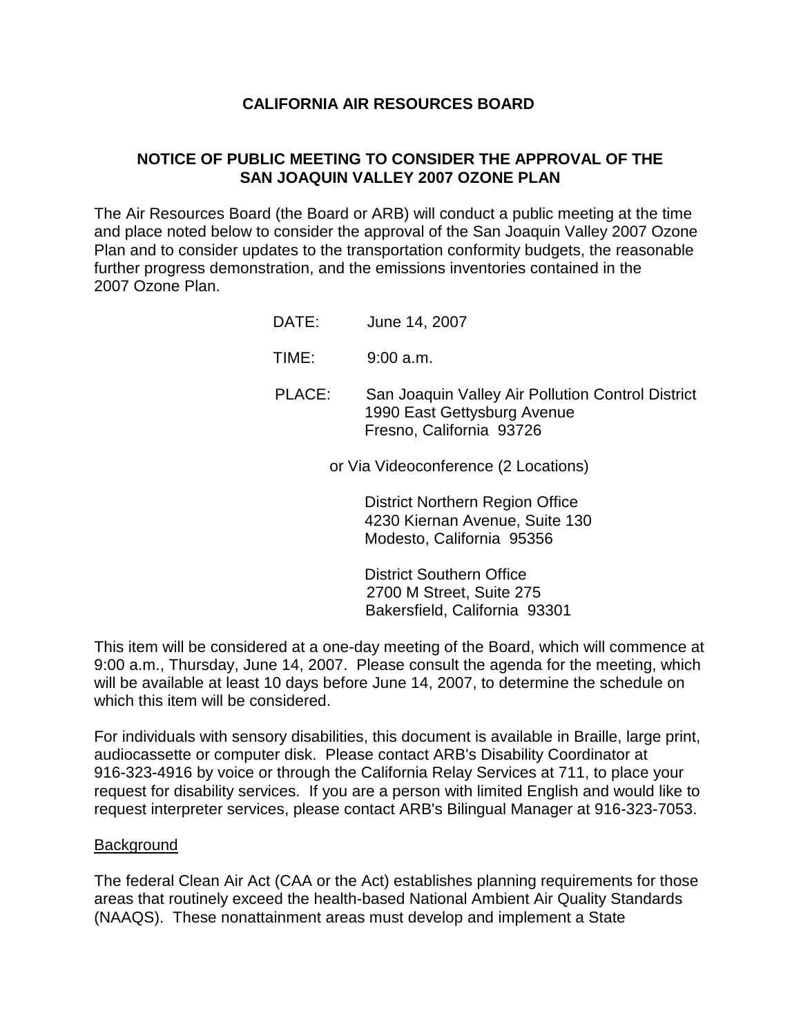# CALIFORNIA AIR RESOURCES BOARD

## NOTICE OF PUBLIC MEETING TO CONSIDER THE APPROVAL OF THE SAN JOAQUIN VALLEY 2007 OZONE PLAN

The Air Resources Board (the Board or ARB) will conduct a public meeting at the time and place noted below to consider the approval of the San Joaquin Valley 2007 Ozone Plan and to consider updates to the transportation conformity budgets, the reasonable further progress demonstration, and the emissions inventories contained in the 2007 Ozone Plan.

DATE: June 14, 2007

TIME: 9:00 a.m.

PLACE: San Joaquin Valley Air Pollution Control District
1990 East Gettysburg Avenue
Fresno, California 93726

or Via Videoconference (2 Locations)

District Northern Region Office
4230 Kiernan Avenue, Suite 130
Modesto, California 95356

District Southern Office
2700 M Street, Suite 275
Bakersfield, California 93301

This item will be considered at a one-day meeting of the Board, which will commence at 9:00 a.m., Thursday, June 14, 2007. Please consult the agenda for the meeting, which will be available at least 10 days before June 14, 2007, to determine the schedule on which this item will be considered.

For individuals with sensory disabilities, this document is available in Braille, large print, audiocassette or computer disk. Please contact ARB's Disability Coordinator at 916-323-4916 by voice or through the California Relay Services at 711, to place your request for disability services. If you are a person with limited English and would like to request interpreter services, please contact ARB's Bilingual Manager at 916-323-7053.

<u>Background</u>

The federal Clean Air Act (CAA or the Act) establishes planning requirements for those areas that routinely exceed the health-based National Ambient Air Quality Standards (NAAQS). These nonattainment areas must develop and implement a State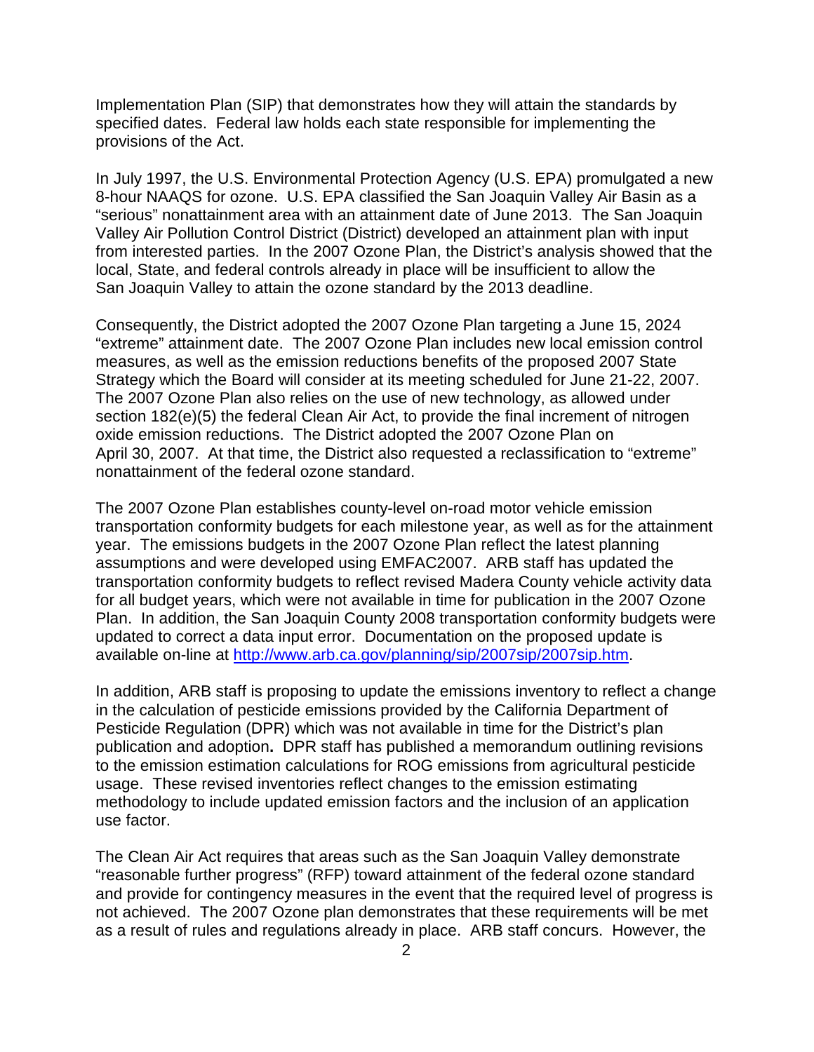Implementation Plan (SIP) that demonstrates how they will attain the standards by specified dates. Federal law holds each state responsible for implementing the provisions of the Act.

In July 1997, the U.S. Environmental Protection Agency (U.S. EPA) promulgated a new 8-hour NAAQS for ozone. U.S. EPA classified the San Joaquin Valley Air Basin as a "serious" nonattainment area with an attainment date of June 2013. The San Joaquin Valley Air Pollution Control District (District) developed an attainment plan with input from interested parties. In the 2007 Ozone Plan, the District's analysis showed that the local, State, and federal controls already in place will be insufficient to allow the San Joaquin Valley to attain the ozone standard by the 2013 deadline.

Consequently, the District adopted the 2007 Ozone Plan targeting a June 15, 2024 "extreme" attainment date. The 2007 Ozone Plan includes new local emission control measures, as well as the emission reductions benefits of the proposed 2007 State Strategy which the Board will consider at its meeting scheduled for June 21-22, 2007. The 2007 Ozone Plan also relies on the use of new technology, as allowed under section 182(e)(5) the federal Clean Air Act, to provide the final increment of nitrogen oxide emission reductions. The District adopted the 2007 Ozone Plan on April 30, 2007. At that time, the District also requested a reclassification to "extreme" nonattainment of the federal ozone standard.

The 2007 Ozone Plan establishes county-level on-road motor vehicle emission transportation conformity budgets for each milestone year, as well as for the attainment year. The emissions budgets in the 2007 Ozone Plan reflect the latest planning assumptions and were developed using EMFAC2007. ARB staff has updated the transportation conformity budgets to reflect revised Madera County vehicle activity data for all budget years, which were not available in time for publication in the 2007 Ozone Plan. In addition, the San Joaquin County 2008 transportation conformity budgets were updated to correct a data input error. Documentation on the proposed update is available on-line at [http://www.arb.ca.gov/planning/sip/2007sip/2007sip.htm](http://www.arb.ca.gov/planning/sip/2007sip/2007sip.htm).

In addition, ARB staff is proposing to update the emissions inventory to reflect a change in the calculation of pesticide emissions provided by the California Department of Pesticide Regulation (DPR) which was not available in time for the District's plan publication and adoption**.** DPR staff has published a memorandum outlining revisions to the emission estimation calculations for ROG emissions from agricultural pesticide usage. These revised inventories reflect changes to the emission estimating methodology to include updated emission factors and the inclusion of an application use factor.

The Clean Air Act requires that areas such as the San Joaquin Valley demonstrate "reasonable further progress" (RFP) toward attainment of the federal ozone standard and provide for contingency measures in the event that the required level of progress is not achieved. The 2007 Ozone plan demonstrates that these requirements will be met as a result of rules and regulations already in place. ARB staff concurs. However, the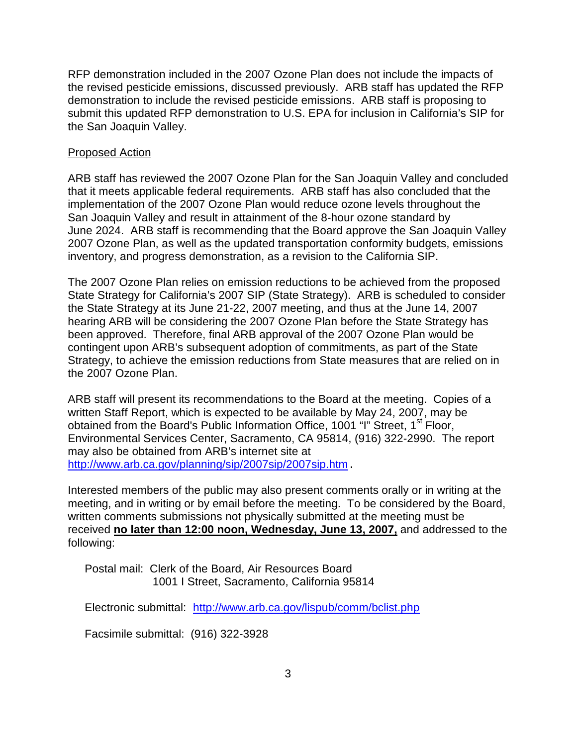RFP demonstration included in the 2007 Ozone Plan does not include the impacts of the revised pesticide emissions, discussed previously. ARB staff has updated the RFP demonstration to include the revised pesticide emissions. ARB staff is proposing to submit this updated RFP demonstration to U.S. EPA for inclusion in California's SIP for the San Joaquin Valley.

Proposed Action

ARB staff has reviewed the 2007 Ozone Plan for the San Joaquin Valley and concluded that it meets applicable federal requirements. ARB staff has also concluded that the implementation of the 2007 Ozone Plan would reduce ozone levels throughout the San Joaquin Valley and result in attainment of the 8-hour ozone standard by June 2024. ARB staff is recommending that the Board approve the San Joaquin Valley 2007 Ozone Plan, as well as the updated transportation conformity budgets, emissions inventory, and progress demonstration, as a revision to the California SIP.

The 2007 Ozone Plan relies on emission reductions to be achieved from the proposed State Strategy for California's 2007 SIP (State Strategy). ARB is scheduled to consider the State Strategy at its June 21-22, 2007 meeting, and thus at the June 14, 2007 hearing ARB will be considering the 2007 Ozone Plan before the State Strategy has been approved. Therefore, final ARB approval of the 2007 Ozone Plan would be contingent upon ARB's subsequent adoption of commitments, as part of the State Strategy, to achieve the emission reductions from State measures that are relied on in the 2007 Ozone Plan.

ARB staff will present its recommendations to the Board at the meeting. Copies of a written Staff Report, which is expected to be available by May 24, 2007, may be obtained from the Board's Public Information Office, 1001 "I" Street, 1st Floor, Environmental Services Center, Sacramento, CA 95814, (916) 322-2990. The report may also be obtained from ARB's internet site at http://www.arb.ca.gov/planning/sip/2007sip/2007sip.htm.

Interested members of the public may also present comments orally or in writing at the meeting, and in writing or by email before the meeting. To be considered by the Board, written comments submissions not physically submitted at the meeting must be received **no later than 12:00 noon, Wednesday, June 13, 2007,** and addressed to the following:

Postal mail: Clerk of the Board, Air Resources Board
1001 I Street, Sacramento, California 95814

Electronic submittal: http://www.arb.ca.gov/lispub/comm/bclist.php

Facsimile submittal: (916) 322-3928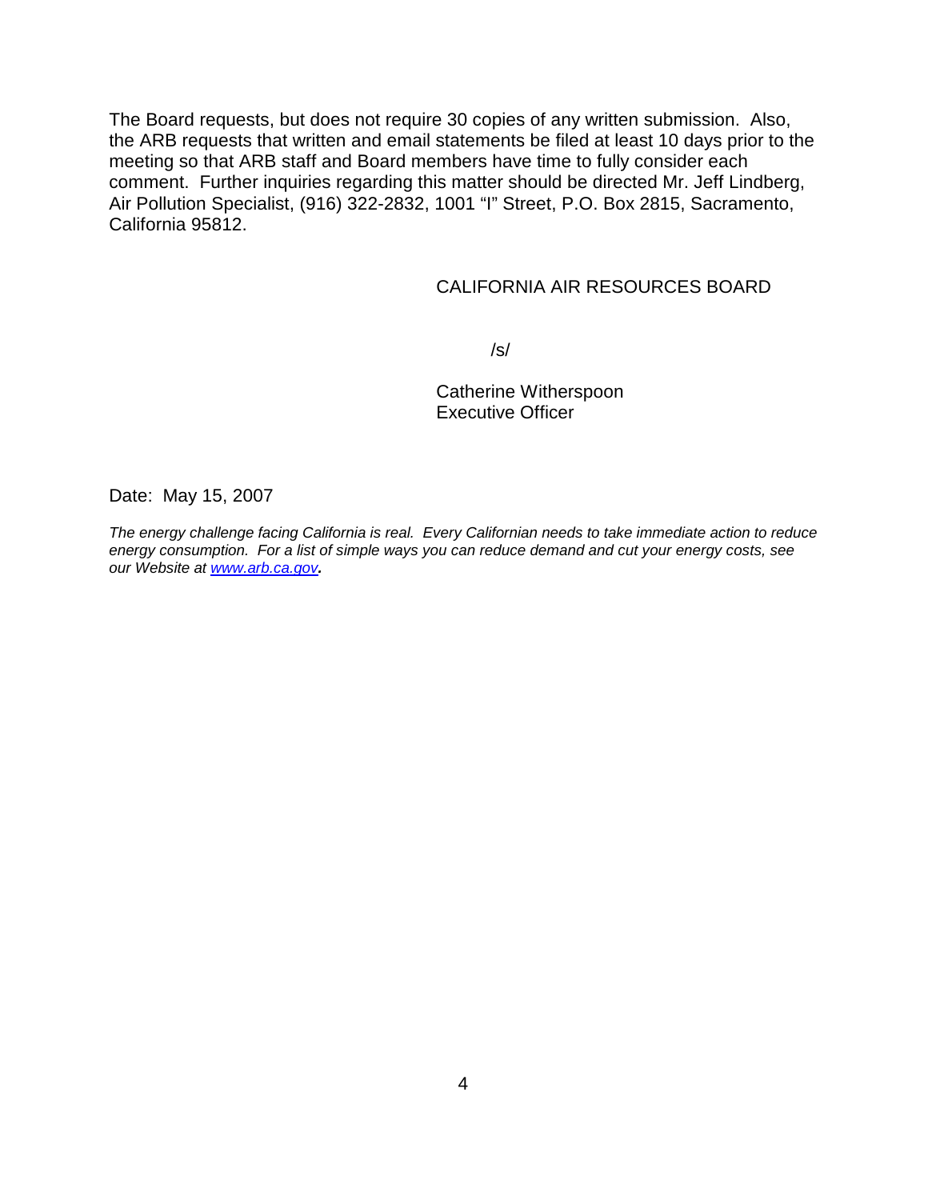The Board requests, but does not require 30 copies of any written submission. Also, the ARB requests that written and email statements be filed at least 10 days prior to the meeting so that ARB staff and Board members have time to fully consider each comment. Further inquiries regarding this matter should be directed Mr. Jeff Lindberg, Air Pollution Specialist, (916) 322-2832, 1001 "I" Street, P.O. Box 2815, Sacramento, California 95812.

CALIFORNIA AIR RESOURCES BOARD

/s/

Catherine Witherspoon
Executive Officer

Date: May 15, 2007

*The energy challenge facing California is real. Every Californian needs to take immediate action to reduce energy consumption. For a list of simple ways you can reduce demand and cut your energy costs, see our Website at [www.arb.ca.gov](http://www.arb.ca.gov).*